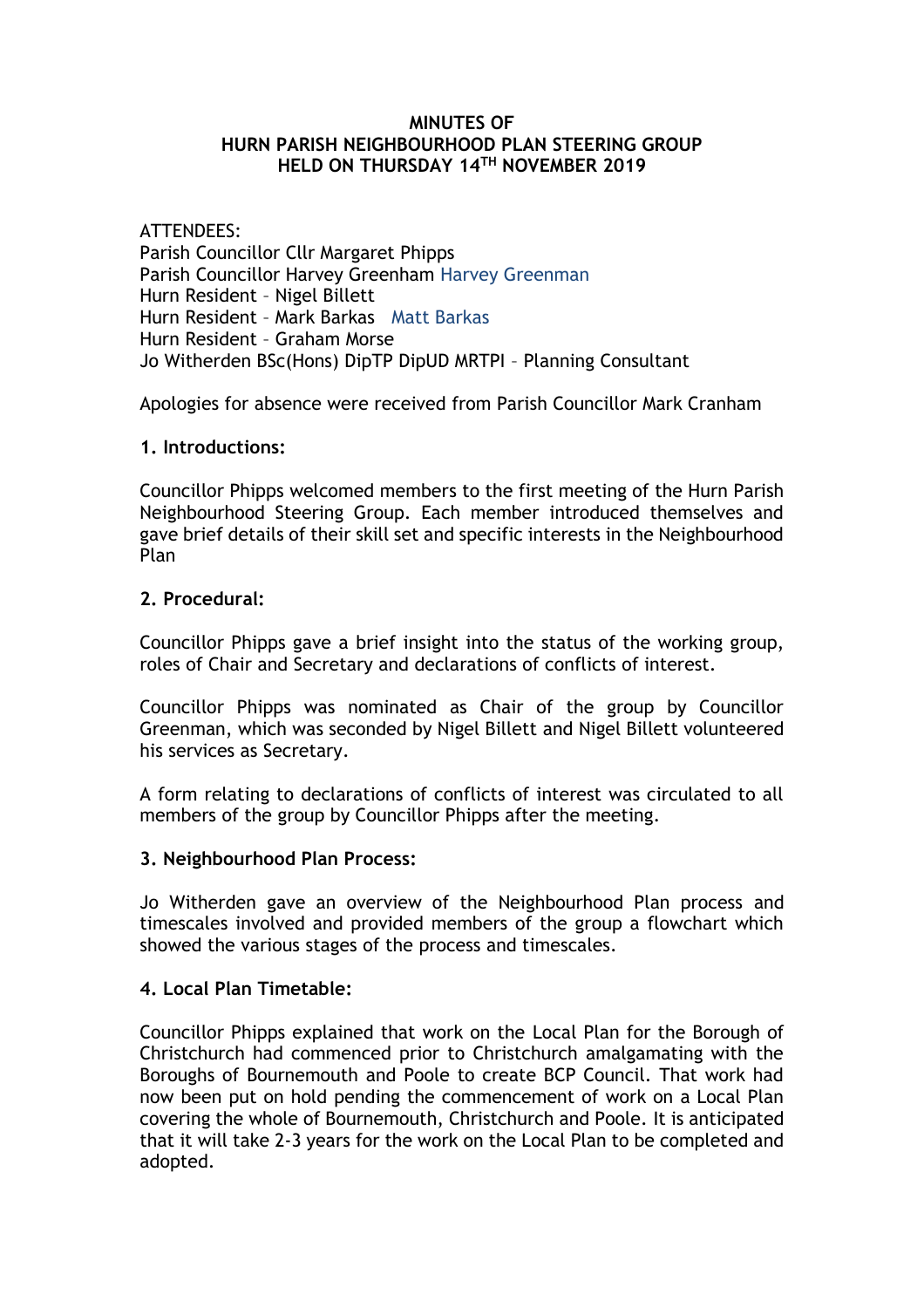**MINUTES OF**
**HURN PARISH NEIGHBOURHOOD PLAN STEERING GROUP**
**HELD ON THURSDAY 14TH NOVEMBER 2019**

ATTENDEES:
Parish Councillor Cllr Margaret Phipps
Parish Councillor Harvey Greenham Harvey Greenman
Hurn Resident – Nigel Billett
Hurn Resident – Mark Barkas Matt Barkas
Hurn Resident – Graham Morse
Jo Witherden BSc(Hons) DipTP DipUD MRTPI – Planning Consultant

Apologies for absence were received from Parish Councillor Mark Cranham

**1. Introductions:**

Councillor Phipps welcomed members to the first meeting of the Hurn Parish Neighbourhood Steering Group. Each member introduced themselves and gave brief details of their skill set and specific interests in the Neighbourhood Plan

**2. Procedural:**

Councillor Phipps gave a brief insight into the status of the working group, roles of Chair and Secretary and declarations of conflicts of interest.

Councillor Phipps was nominated as Chair of the group by Councillor Greenman, which was seconded by Nigel Billett and Nigel Billett volunteered his services as Secretary.

A form relating to declarations of conflicts of interest was circulated to all members of the group by Councillor Phipps after the meeting.

**3. Neighbourhood Plan Process:**

Jo Witherden gave an overview of the Neighbourhood Plan process and timescales involved and provided members of the group a flowchart which showed the various stages of the process and timescales.

**4. Local Plan Timetable:**

Councillor Phipps explained that work on the Local Plan for the Borough of Christchurch had commenced prior to Christchurch amalgamating with the Boroughs of Bournemouth and Poole to create BCP Council. That work had now been put on hold pending the commencement of work on a Local Plan covering the whole of Bournemouth, Christchurch and Poole. It is anticipated that it will take 2-3 years for the work on the Local Plan to be completed and adopted.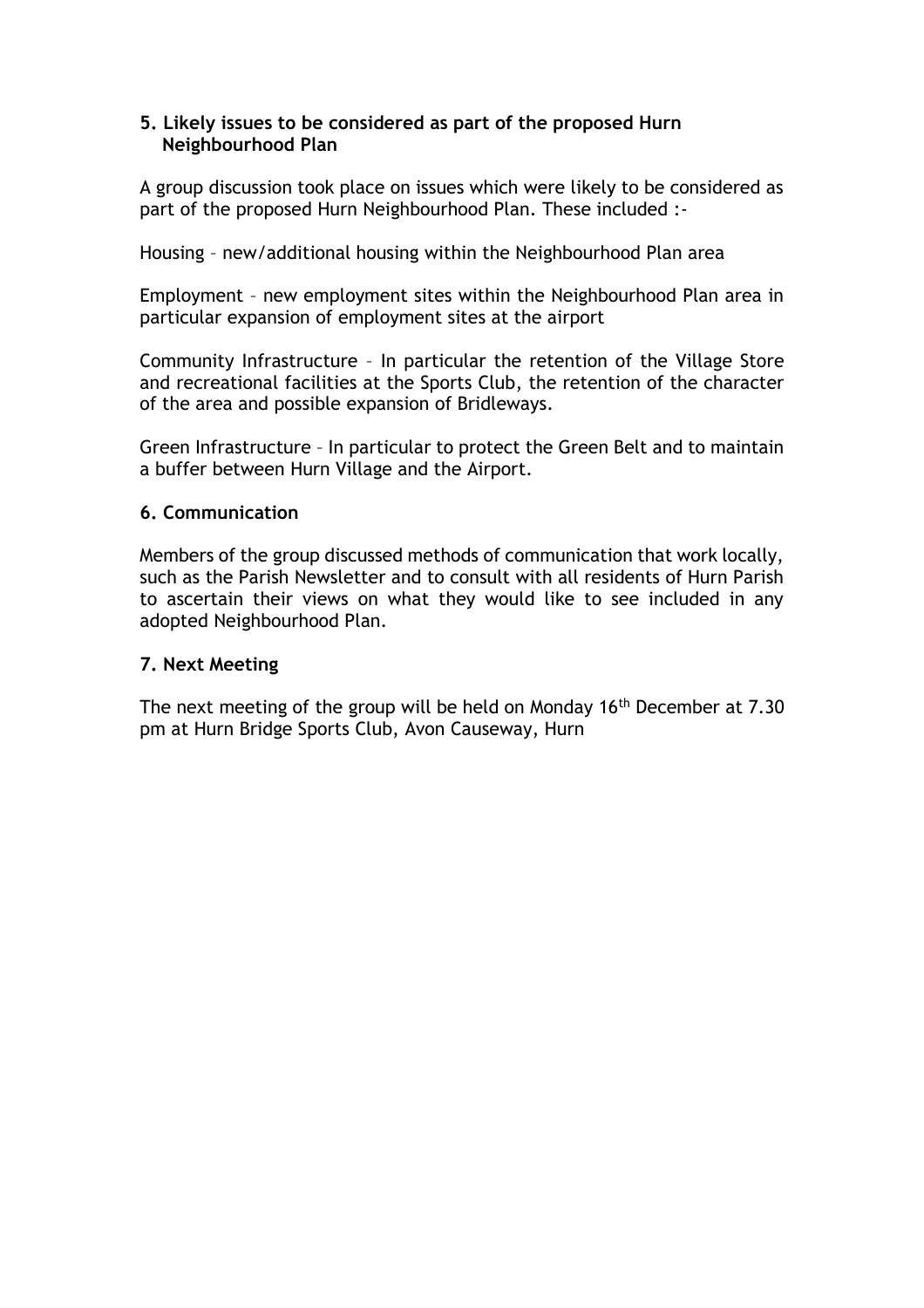## 5. Likely issues to be considered as part of the proposed Hurn Neighbourhood Plan

A group discussion took place on issues which were likely to be considered as part of the proposed Hurn Neighbourhood Plan. These included :-

Housing – new/additional housing within the Neighbourhood Plan area

Employment – new employment sites within the Neighbourhood Plan area in particular expansion of employment sites at the airport

Community Infrastructure – In particular the retention of the Village Store and recreational facilities at the Sports Club, the retention of the character of the area and possible expansion of Bridleways.

Green Infrastructure – In particular to protect the Green Belt and to maintain a buffer between Hurn Village and the Airport.

## 6. Communication

Members of the group discussed methods of communication that work locally, such as the Parish Newsletter and to consult with all residents of Hurn Parish to ascertain their views on what they would like to see included in any adopted Neighbourhood Plan.

## 7. Next Meeting

The next meeting of the group will be held on Monday 16th December at 7.30 pm at Hurn Bridge Sports Club, Avon Causeway, Hurn